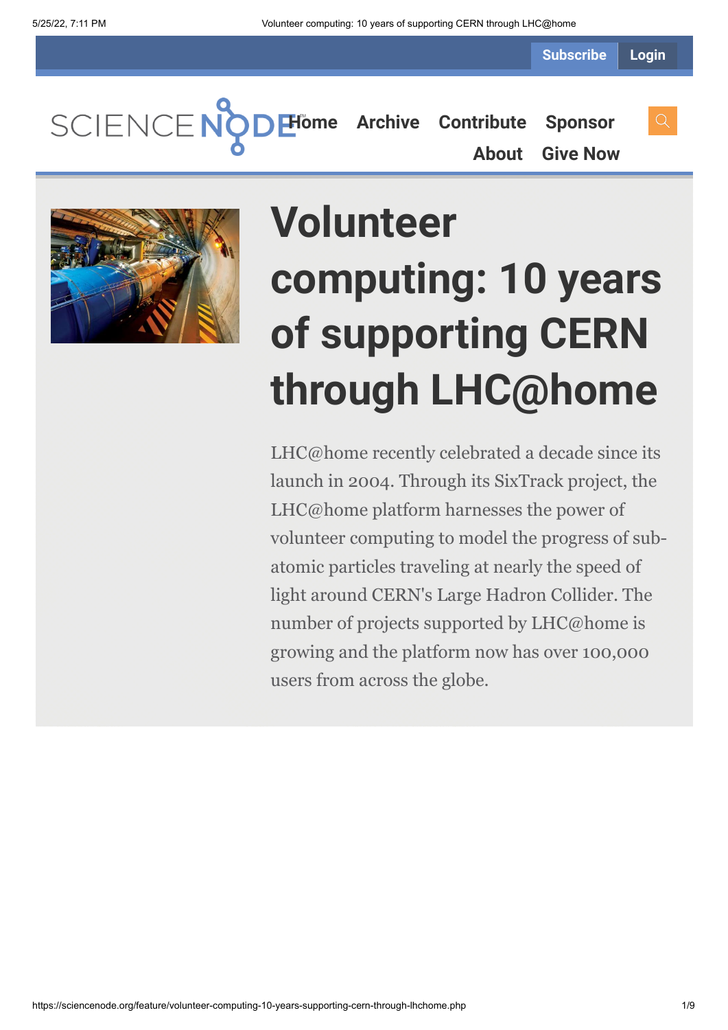# Volunteer computing: 10 years of supporting CERN through LHC@home

LHC@home recently celebrated a decade since its launch in 2004. Through its SixTrack project, the LHC@home platform harnesses the power of volunteer computing to model the progress of sub-atomic particles traveling at nearly the speed of light around CERN's Large Hadron Collider. The number of projects supported by LHC@home is growing and the platform now has over 100,000 users from across the globe.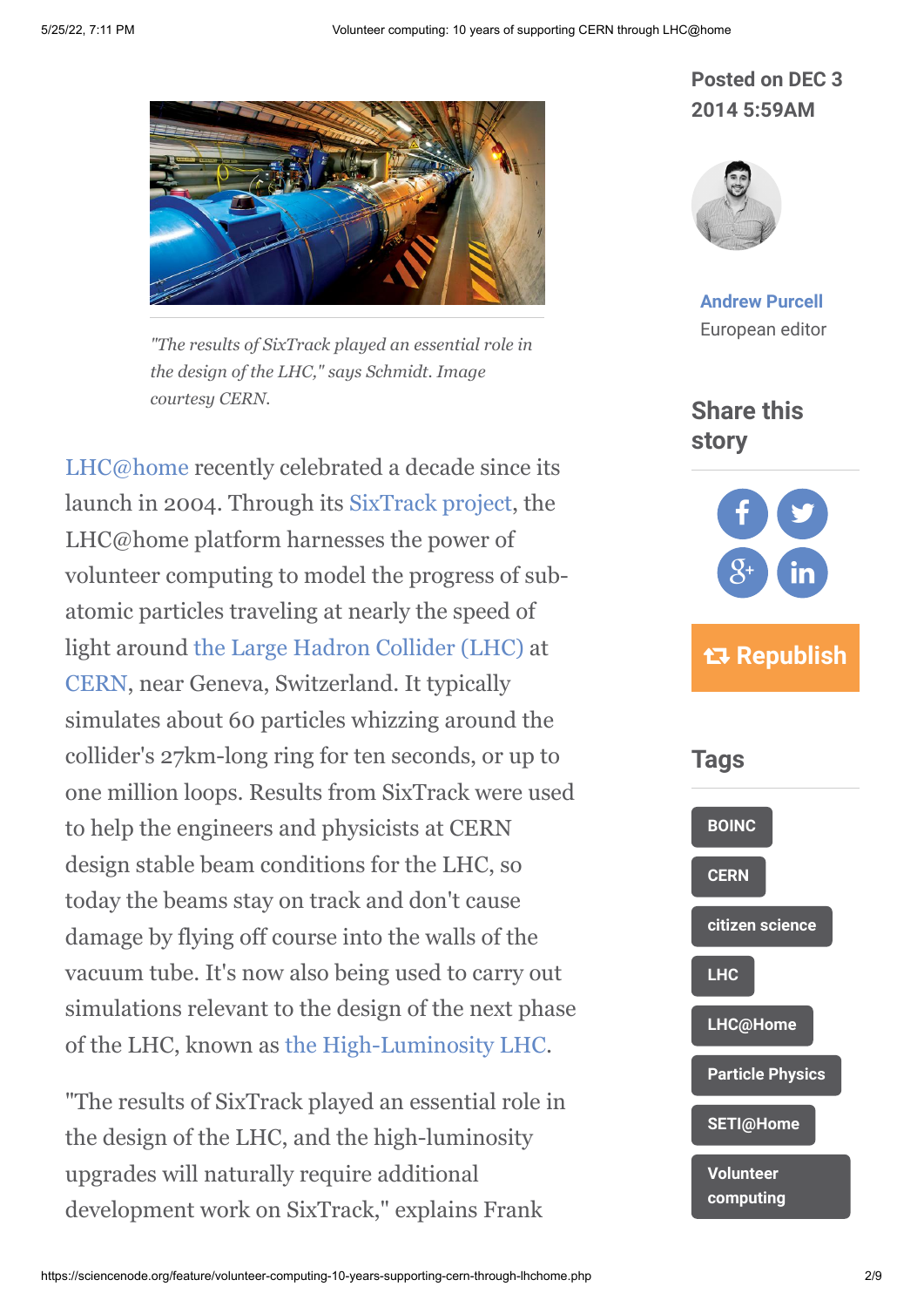*"The results of SixTrack played an essential role in the design of the LHC," says Schmidt. Image courtesy CERN.*

LHC@home recently celebrated a decade since its launch in 2004. Through its SixTrack project, the LHC@home platform harnesses the power of volunteer computing to model the progress of sub-atomic particles traveling at nearly the speed of light around the Large Hadron Collider (LHC) at CERN, near Geneva, Switzerland. It typically simulates about 60 particles whizzing around the collider's 27km-long ring for ten seconds, or up to one million loops. Results from SixTrack were used to help the engineers and physicists at CERN design stable beam conditions for the LHC, so today the beams stay on track and don't cause damage by flying off course into the walls of the vacuum tube. It's now also being used to carry out simulations relevant to the design of the next phase of the LHC, known as the High-Luminosity LHC.

"The results of SixTrack played an essential role in the design of the LHC, and the high-luminosity upgrades will naturally require additional development work on SixTrack," explains Frank

**Posted on DEC 3 2014 5:59AM**

**Andrew Purcell**
European editor

## Share this story

Republish

## Tags

- BOINC
- CERN
- citizen science
- LHC
- LHC@Home
- Particle Physics
- SETI@Home
- Volunteer computing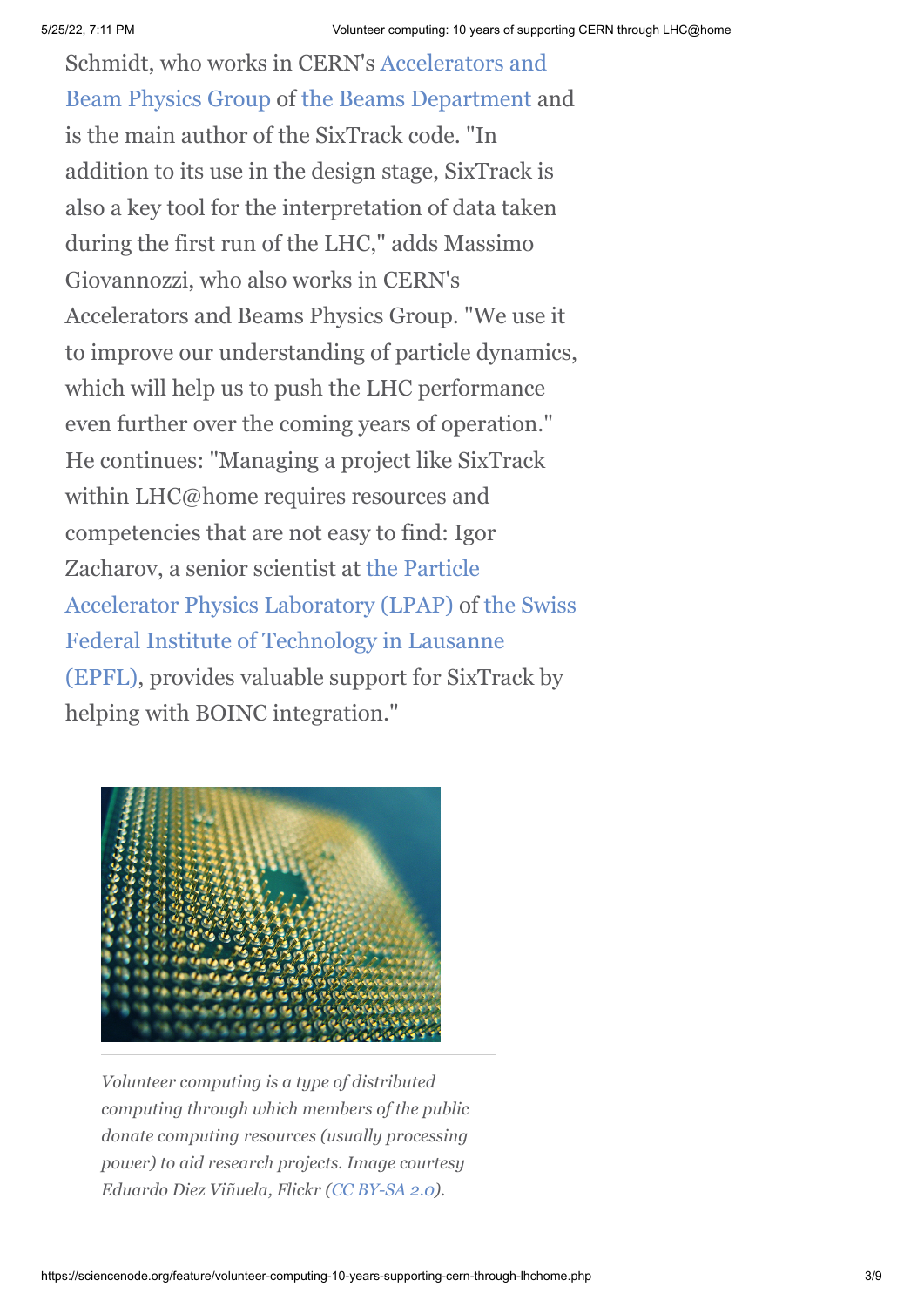Schmidt, who works in CERN's Accelerators and Beam Physics Group of the Beams Department and is the main author of the SixTrack code. "In addition to its use in the design stage, SixTrack is also a key tool for the interpretation of data taken during the first run of the LHC," adds Massimo Giovannozzi, who also works in CERN's Accelerators and Beams Physics Group. "We use it to improve our understanding of particle dynamics, which will help us to push the LHC performance even further over the coming years of operation." He continues: "Managing a project like SixTrack within LHC@home requires resources and competencies that are not easy to find: Igor Zacharov, a senior scientist at the Particle Accelerator Physics Laboratory (LPAP) of the Swiss Federal Institute of Technology in Lausanne (EPFL), provides valuable support for SixTrack by helping with BOINC integration."

*Volunteer computing is a type of distributed computing through which members of the public donate computing resources (usually processing power) to aid research projects. Image courtesy Eduardo Diez Viñuela, Flickr (CC BY-SA 2.0).*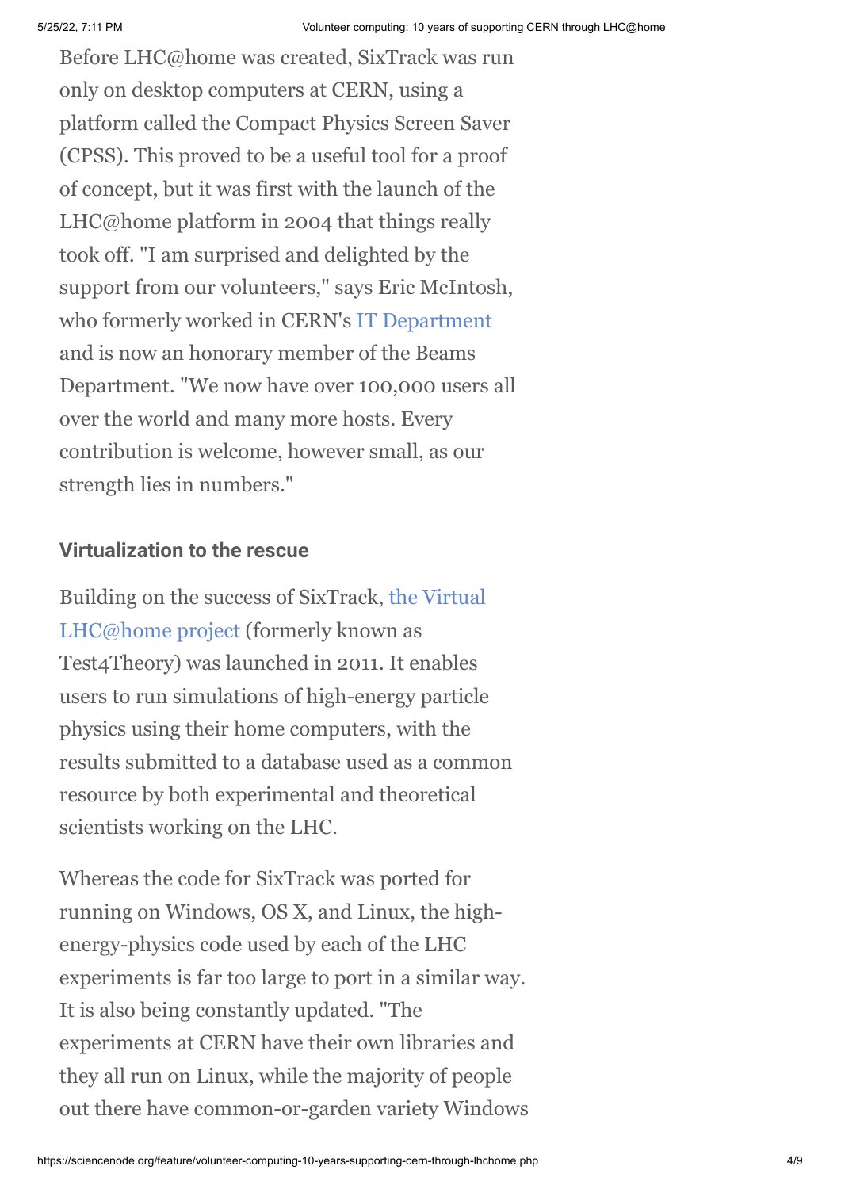Before LHC@home was created, SixTrack was run only on desktop computers at CERN, using a platform called the Compact Physics Screen Saver (CPSS). This proved to be a useful tool for a proof of concept, but it was first with the launch of the LHC@home platform in 2004 that things really took off. "I am surprised and delighted by the support from our volunteers," says Eric McIntosh, who formerly worked in CERN's IT Department and is now an honorary member of the Beams Department. "We now have over 100,000 users all over the world and many more hosts. Every contribution is welcome, however small, as our strength lies in numbers."

### Virtualization to the rescue

Building on the success of SixTrack, the Virtual LHC@home project (formerly known as Test4Theory) was launched in 2011. It enables users to run simulations of high-energy particle physics using their home computers, with the results submitted to a database used as a common resource by both experimental and theoretical scientists working on the LHC.

Whereas the code for SixTrack was ported for running on Windows, OS X, and Linux, the high-energy-physics code used by each of the LHC experiments is far too large to port in a similar way. It is also being constantly updated. "The experiments at CERN have their own libraries and they all run on Linux, while the majority of people out there have common-or-garden variety Windows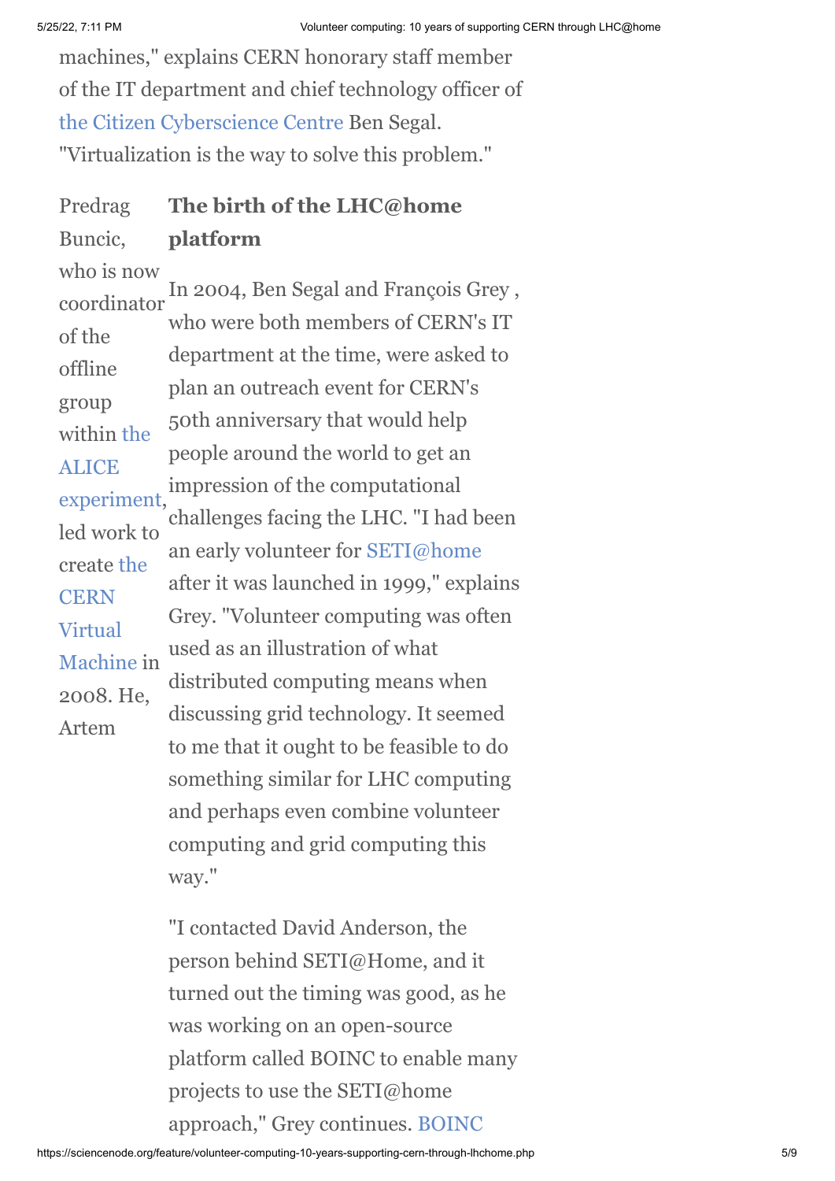machines," explains CERN honorary staff member of the IT department and chief technology officer of the Citizen Cyberscience Centre Ben Segal. "Virtualization is the way to solve this problem."

Predrag Buncic, who is now coordinator of the offline group within the ALICE experiment, led work to create the CERN Virtual Machine in 2008. He, Artem

### The birth of the LHC@home platform

In 2004, Ben Segal and François Grey , who were both members of CERN's IT department at the time, were asked to plan an outreach event for CERN's 50th anniversary that would help people around the world to get an impression of the computational challenges facing the LHC. "I had been an early volunteer for SETI@home after it was launched in 1999," explains Grey. "Volunteer computing was often used as an illustration of what distributed computing means when discussing grid technology. It seemed to me that it ought to be feasible to do something similar for LHC computing and perhaps even combine volunteer computing and grid computing this way."

"I contacted David Anderson, the person behind SETI@Home, and it turned out the timing was good, as he was working on an open-source platform called BOINC to enable many projects to use the SETI@home approach," Grey continues. BOINC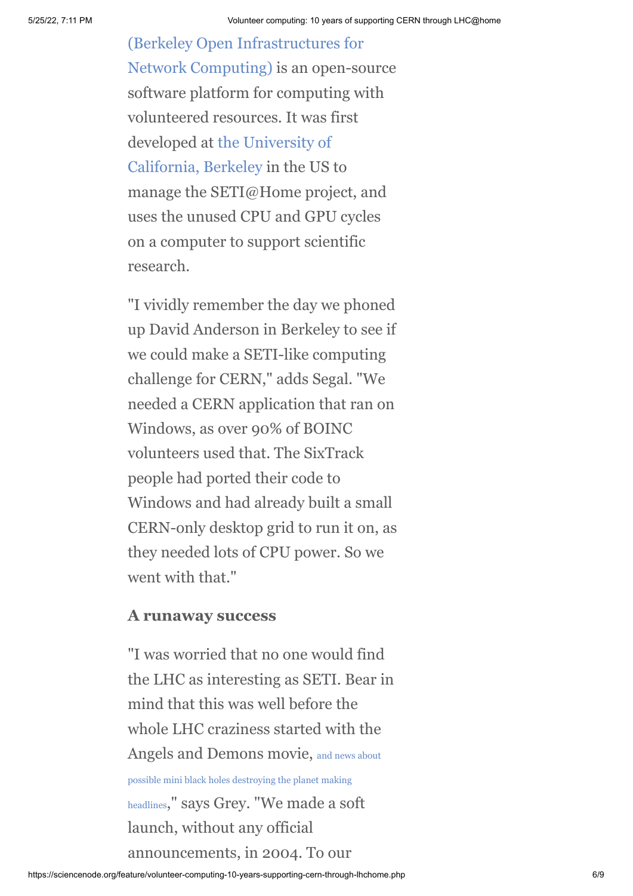(Berkeley Open Infrastructures for Network Computing) is an open-source software platform for computing with volunteered resources. It was first developed at the University of California, Berkeley in the US to manage the SETI@Home project, and uses the unused CPU and GPU cycles on a computer to support scientific research.

"I vividly remember the day we phoned up David Anderson in Berkeley to see if we could make a SETI-like computing challenge for CERN," adds Segal. "We needed a CERN application that ran on Windows, as over 90% of BOINC volunteers used that. The SixTrack people had ported their code to Windows and had already built a small CERN-only desktop grid to run it on, as they needed lots of CPU power. So we went with that."

### A runaway success

"I was worried that no one would find the LHC as interesting as SETI. Bear in mind that this was well before the whole LHC craziness started with the Angels and Demons movie, and news about possible mini black holes destroying the planet making headlines," says Grey. "We made a soft launch, without any official announcements, in 2004. To our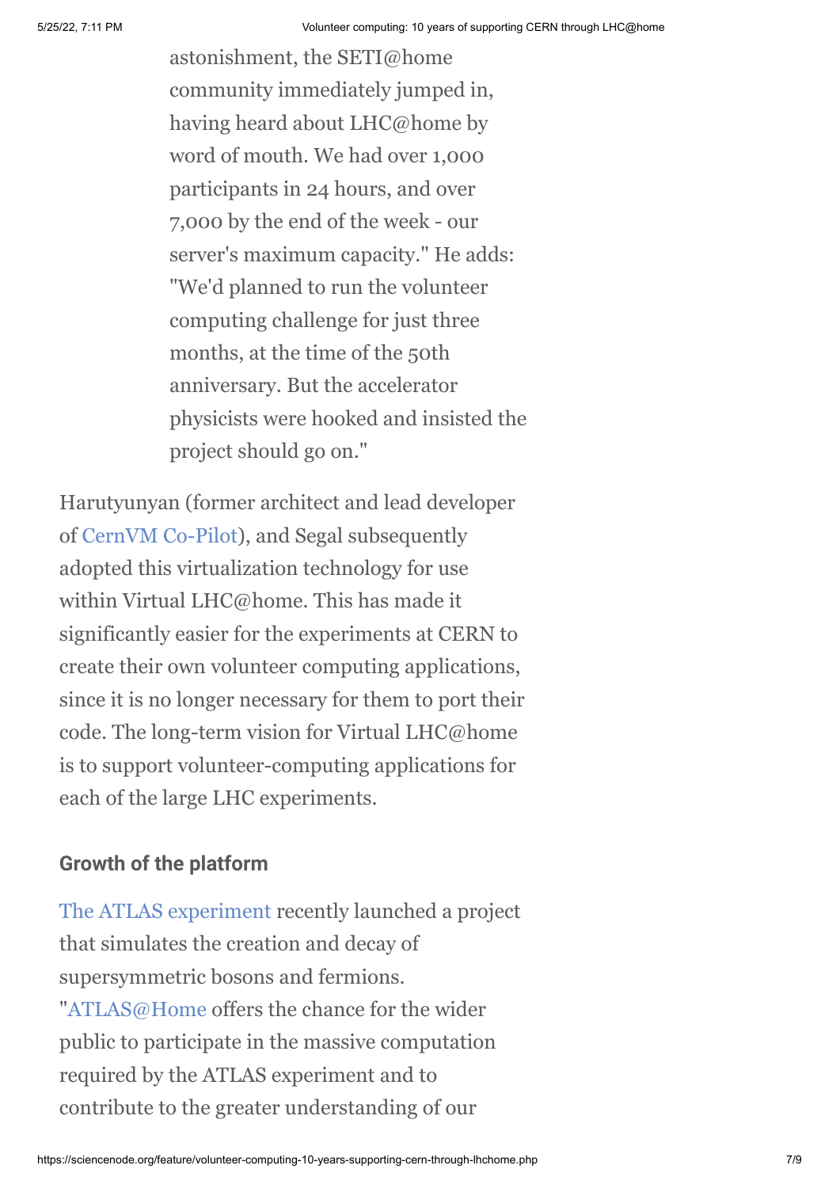astonishment, the SETI@home community immediately jumped in, having heard about LHC@home by word of mouth. We had over 1,000 participants in 24 hours, and over 7,000 by the end of the week - our server's maximum capacity." He adds: "We'd planned to run the volunteer computing challenge for just three months, at the time of the 50th anniversary. But the accelerator physicists were hooked and insisted the project should go on."

Harutyunyan (former architect and lead developer of CernVM Co-Pilot), and Segal subsequently adopted this virtualization technology for use within Virtual LHC@home. This has made it significantly easier for the experiments at CERN to create their own volunteer computing applications, since it is no longer necessary for them to port their code. The long-term vision for Virtual LHC@home is to support volunteer-computing applications for each of the large LHC experiments.

### Growth of the platform

The ATLAS experiment recently launched a project that simulates the creation and decay of supersymmetric bosons and fermions. "ATLAS@Home offers the chance for the wider public to participate in the massive computation required by the ATLAS experiment and to contribute to the greater understanding of our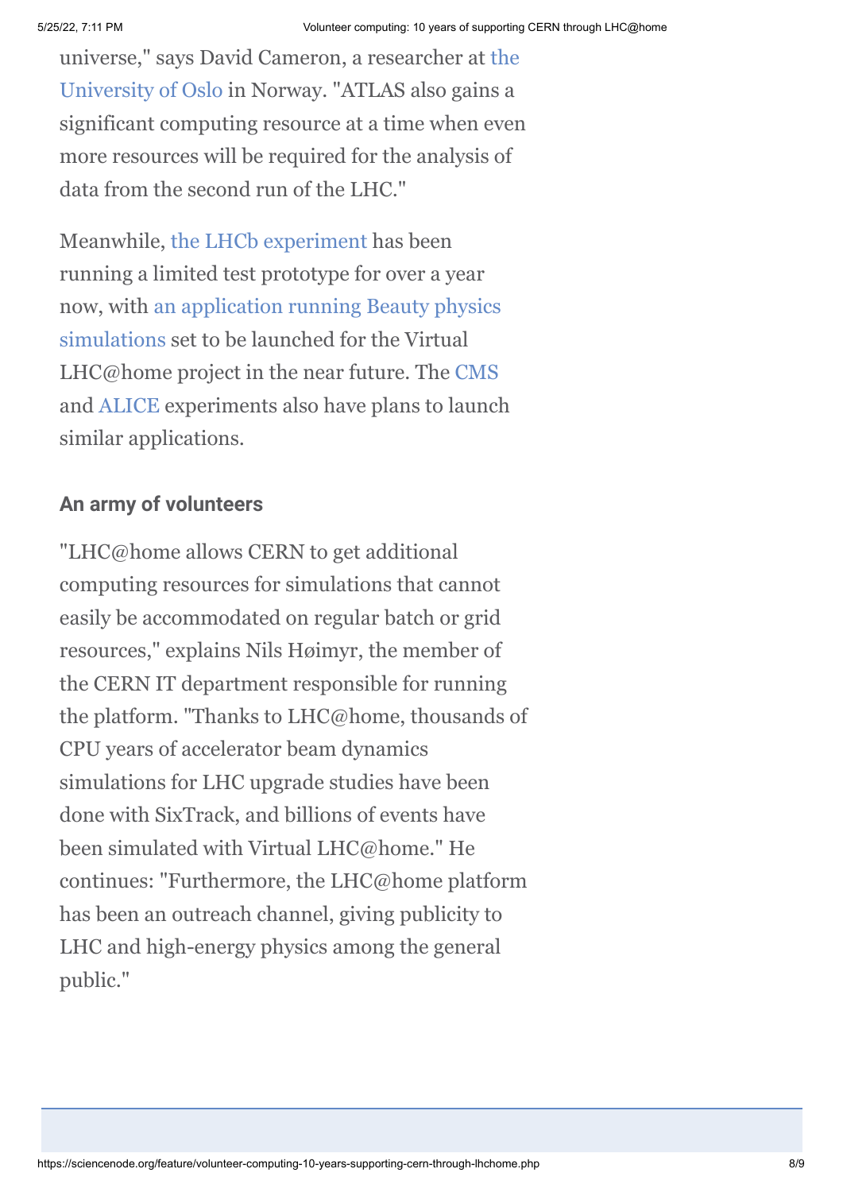universe," says David Cameron, a researcher at the University of Oslo in Norway. "ATLAS also gains a significant computing resource at a time when even more resources will be required for the analysis of data from the second run of the LHC."

Meanwhile, the LHCb experiment has been running a limited test prototype for over a year now, with an application running Beauty physics simulations set to be launched for the Virtual LHC@home project in the near future. The CMS and ALICE experiments also have plans to launch similar applications.

### An army of volunteers

"LHC@home allows CERN to get additional computing resources for simulations that cannot easily be accommodated on regular batch or grid resources," explains Nils Høimyr, the member of the CERN IT department responsible for running the platform. "Thanks to LHC@home, thousands of CPU years of accelerator beam dynamics simulations for LHC upgrade studies have been done with SixTrack, and billions of events have been simulated with Virtual LHC@home." He continues: "Furthermore, the LHC@home platform has been an outreach channel, giving publicity to LHC and high-energy physics among the general public."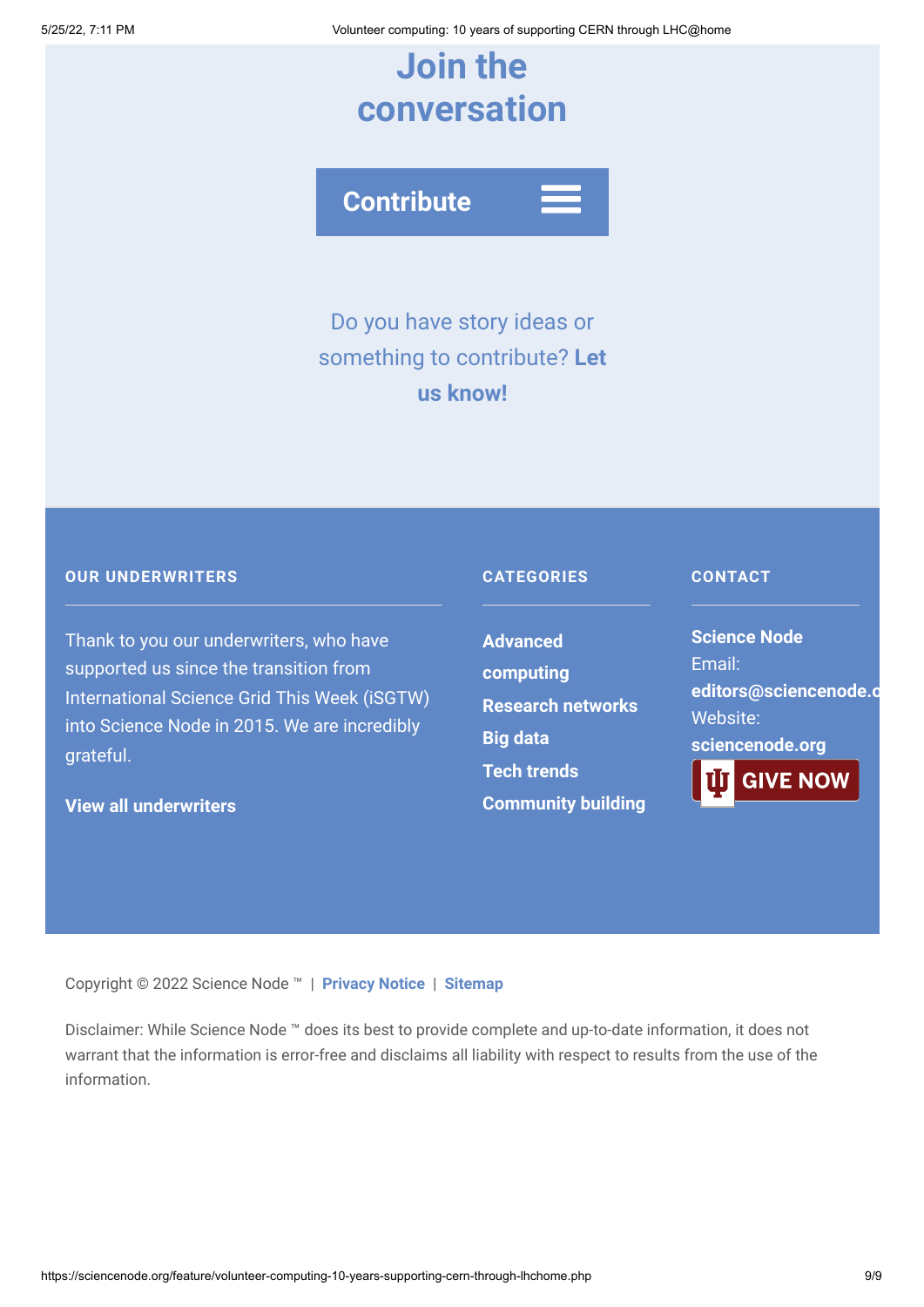## Join the conversation

**Contribute**

Do you have story ideas or something to contribute? **Let us know!**

**OUR UNDERWRITERS**

Thank to you our underwriters, who have supported us since the transition from International Science Grid This Week (iSGTW) into Science Node in 2015. We are incredibly grateful.

**View all underwriters**

**CATEGORIES**

- **Advanced computing**
- **Research networks**
- **Big data**
- **Tech trends**
- **Community building**

**CONTACT**

**Science Node**
Email:
**editors@sciencenode.o**
Website:
**sciencenode.org**

**GIVE NOW**

Copyright © 2022 Science Node ™ | **Privacy Notice** | **Sitemap**

Disclaimer: While Science Node ™ does its best to provide complete and up-to-date information, it does not warrant that the information is error-free and disclaims all liability with respect to results from the use of the information.